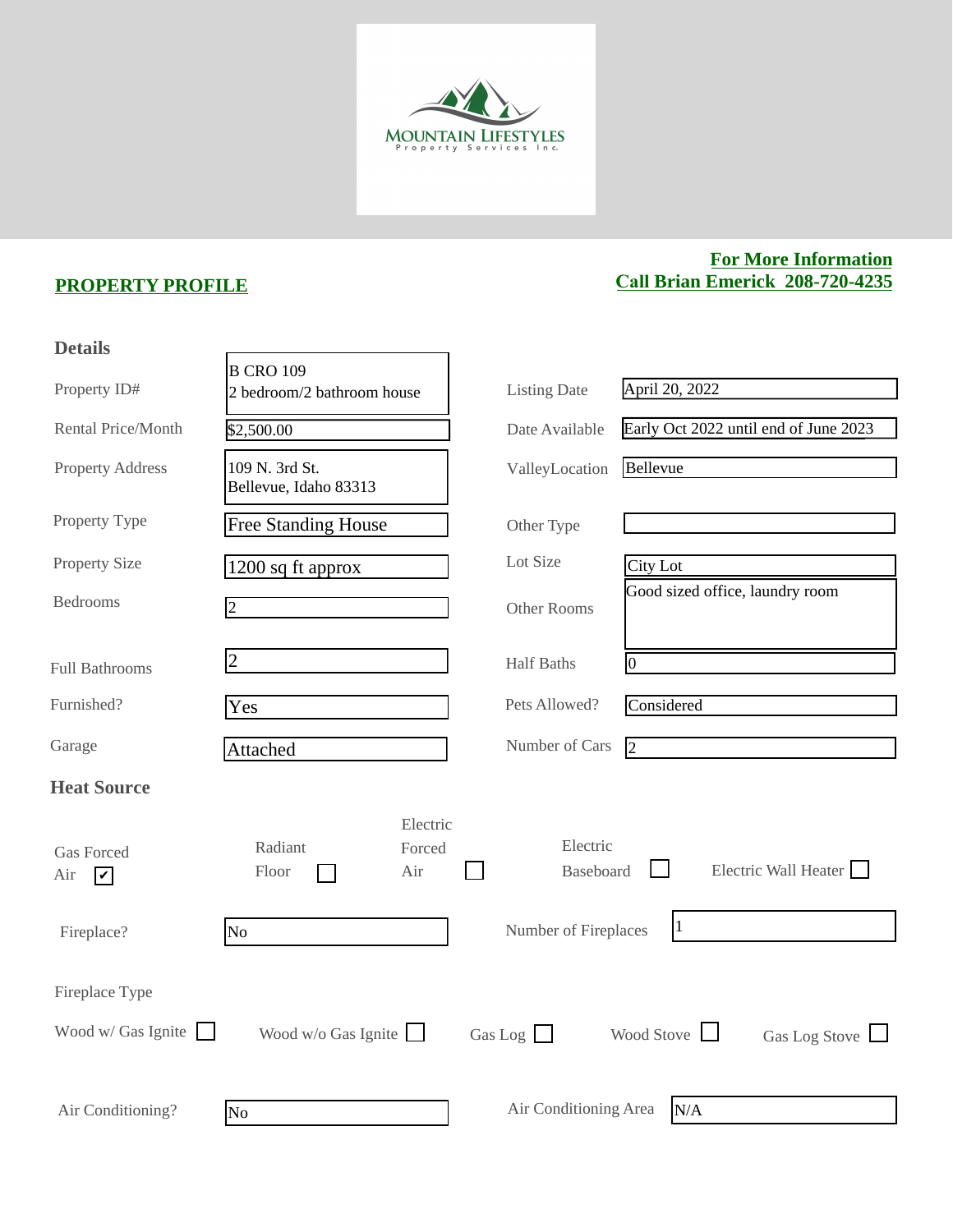MOUNTAIN LIFESTYLES
Property Services Inc.

**PROPERTY PROFILE**

**For More Information**
**Call Brian Emerick 208-720-4235**

### Details

| Field | Value | Field | Value |
|---|---|---|---|
| Property ID# | B CRO 109<br>2 bedroom/2 bathroom house | Listing Date | April 20, 2022 |
| Rental Price/Month | $2,500.00 | Date Available | Early Oct 2022 until end of June 2023 |
| Property Address | 109 N. 3rd St.<br>Bellevue, Idaho 83313 | ValleyLocation | Bellevue |
| Property Type | Free Standing House | Other Type | |
| Property Size | 1200 sq ft approx | Lot Size | City Lot |
| Bedrooms | 2 | Other Rooms | Good sized office, laundry room |
| Full Bathrooms | 2 | Half Baths | 0 |
| Furnished? | Yes | Pets Allowed? | Considered |
| Garage | Attached | Number of Cars | 2 |

### Heat Source

- [x] Gas Forced Air
- [ ] Radiant Floor
- [ ] Electric Forced Air
- [ ] Electric Baseboard
- [ ] Electric Wall Heater

| Field | Value | Field | Value |
|---|---|---|---|
| Fireplace? | No | Number of Fireplaces | 1 |

Fireplace Type

- [ ] Wood w/ Gas Ignite
- [ ] Wood w/o Gas Ignite
- [ ] Gas Log
- [ ] Wood Stove
- [ ] Gas Log Stove

| Field | Value | Field | Value |
|---|---|---|---|
| Air Conditioning? | No | Air Conditioning Area | N/A |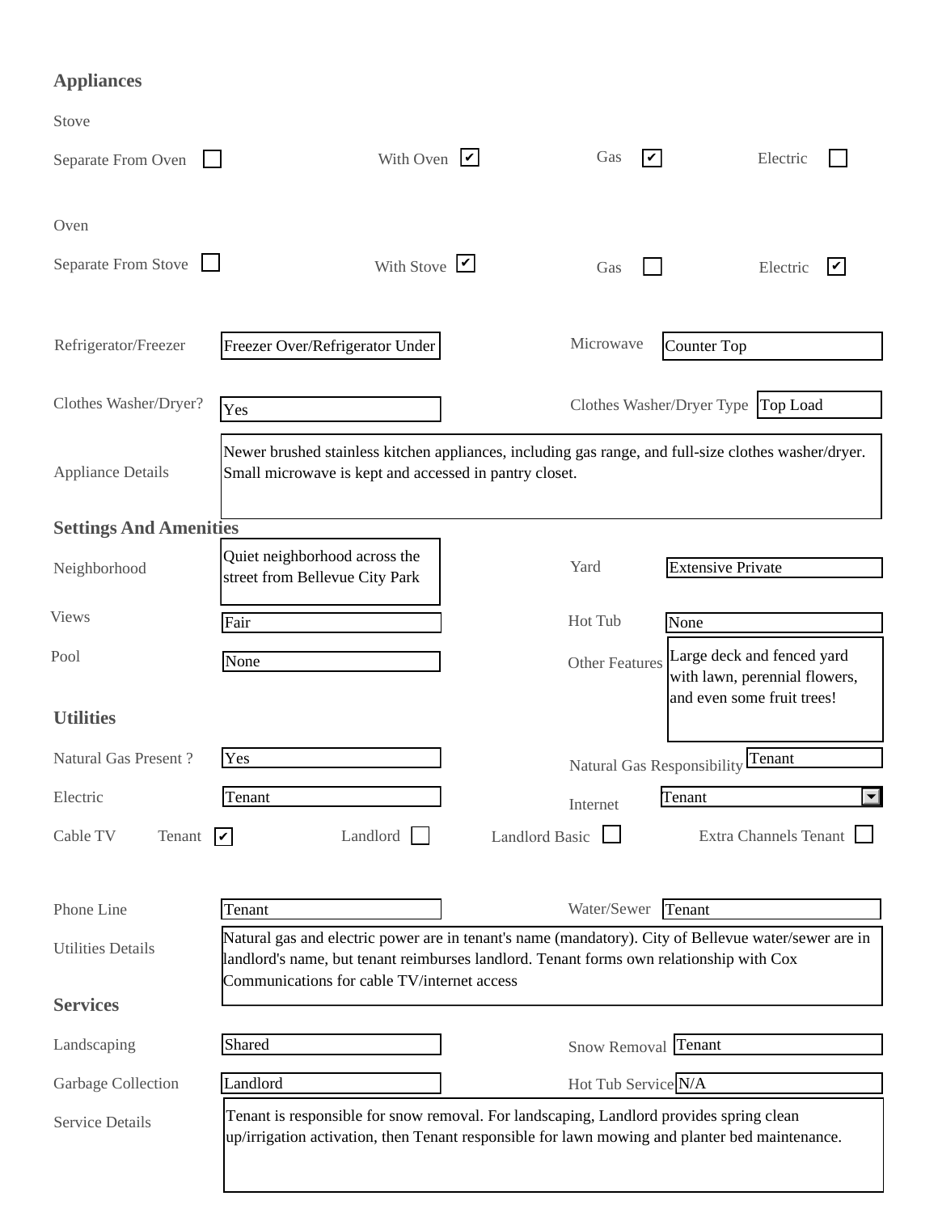## Appliances

**Stove**

| | | | |
|---|---|---|---|
| Separate From Oven ☐ | With Oven ☑ | Gas ☑ | Electric ☐ |

**Oven**

| | | | |
|---|---|---|---|
| Separate From Stove ☐ | With Stove ☑ | Gas ☐ | Electric ☑ |

| | | | |
|---|---|---|---|
| Refrigerator/Freezer | Freezer Over/Refrigerator Under | Microwave | Counter Top |
| Clothes Washer/Dryer? | Yes | Clothes Washer/Dryer Type | Top Load |

**Appliance Details:** Newer brushed stainless kitchen appliances, including gas range, and full-size clothes washer/dryer. Small microwave is kept and accessed in pantry closet.

## Settings And Amenities

| | | | |
|---|---|---|---|
| Neighborhood | Quiet neighborhood across the street from Bellevue City Park | Yard | Extensive Private |
| Views | Fair | Hot Tub | None |
| Pool | None | Other Features | Large deck and fenced yard with lawn, perennial flowers, and even some fruit trees! |

## Utilities

| | | | |
|---|---|---|---|
| Natural Gas Present ? | Yes | Natural Gas Responsibility | Tenant |
| Electric | Tenant | Internet | Tenant |

| | | | |
|---|---|---|---|
| Cable TV: Tenant ☑ | Landlord ☐ | Landlord Basic ☐ | Extra Channels Tenant ☐ |

| | | | |
|---|---|---|---|
| Phone Line | Tenant | Water/Sewer | Tenant |

**Utilities Details:** Natural gas and electric power are in tenant's name (mandatory). City of Bellevue water/sewer are in landlord's name, but tenant reimburses landlord. Tenant forms own relationship with Cox Communications for cable TV/internet access

## Services

| | | | |
|---|---|---|---|
| Landscaping | Shared | Snow Removal | Tenant |
| Garbage Collection | Landlord | Hot Tub Service | N/A |

**Service Details:** Tenant is responsible for snow removal. For landscaping, Landlord provides spring clean up/irrigation activation, then Tenant responsible for lawn mowing and planter bed maintenance.